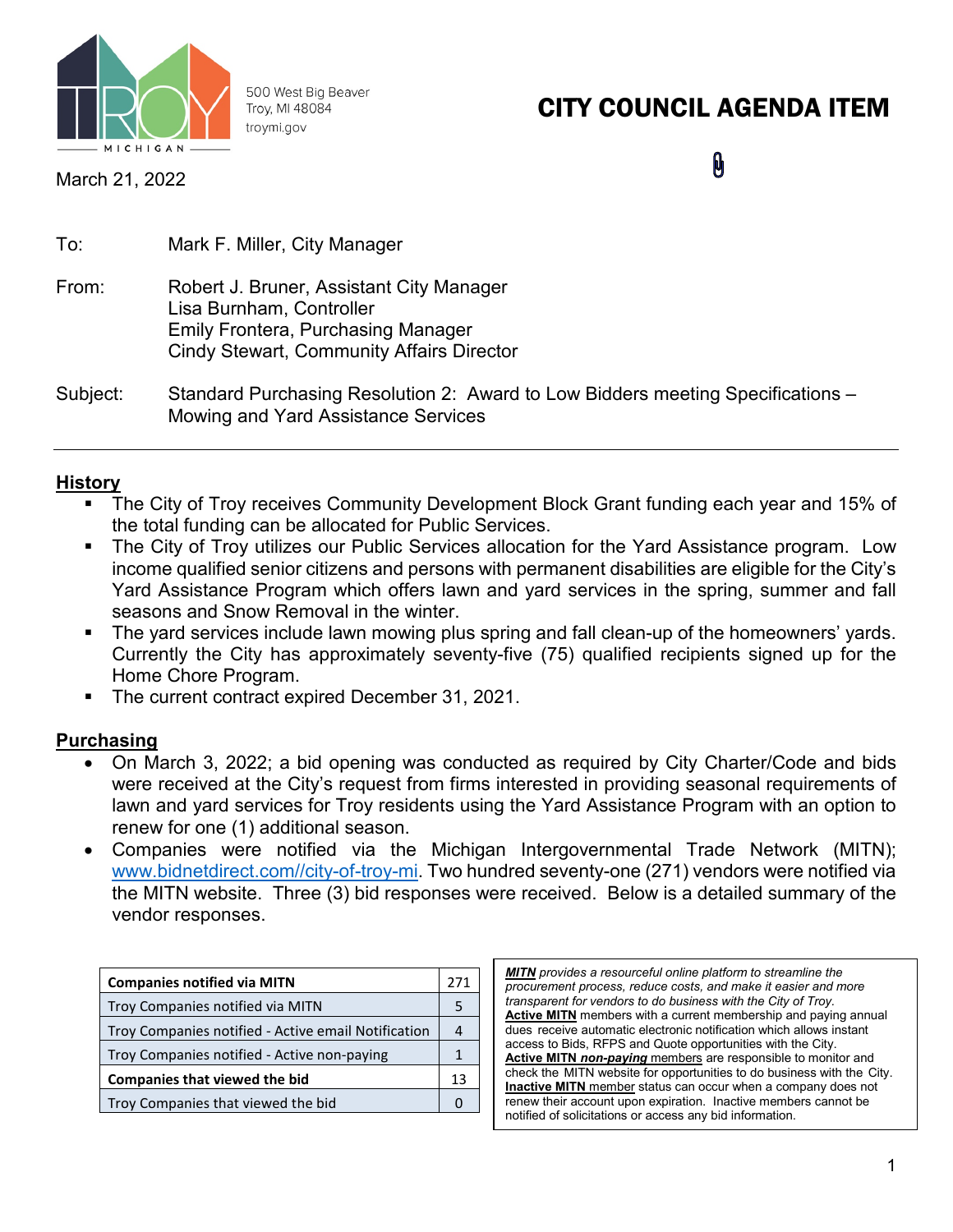500 West Big Beaver
Troy, MI 48084
troymi.gov

# CITY COUNCIL AGENDA ITEM

March 21, 2022

To: Mark F. Miller, City Manager

From: Robert J. Bruner, Assistant City Manager
Lisa Burnham, Controller
Emily Frontera, Purchasing Manager
Cindy Stewart, Community Affairs Director

Subject: Standard Purchasing Resolution 2: Award to Low Bidders meeting Specifications – Mowing and Yard Assistance Services

---

## History

- The City of Troy receives Community Development Block Grant funding each year and 15% of the total funding can be allocated for Public Services.
- The City of Troy utilizes our Public Services allocation for the Yard Assistance program. Low income qualified senior citizens and persons with permanent disabilities are eligible for the City's Yard Assistance Program which offers lawn and yard services in the spring, summer and fall seasons and Snow Removal in the winter.
- The yard services include lawn mowing plus spring and fall clean-up of the homeowners' yards. Currently the City has approximately seventy-five (75) qualified recipients signed up for the Home Chore Program.
- The current contract expired December 31, 2021.

## Purchasing

- On March 3, 2022; a bid opening was conducted as required by City Charter/Code and bids were received at the City's request from firms interested in providing seasonal requirements of lawn and yard services for Troy residents using the Yard Assistance Program with an option to renew for one (1) additional season.
- Companies were notified via the Michigan Intergovernmental Trade Network (MITN); www.bidnetdirect.com//city-of-troy-mi. Two hundred seventy-one (271) vendors were notified via the MITN website. Three (3) bid responses were received. Below is a detailed summary of the vendor responses.

| **Companies notified via MITN** | 271 |
|---|---|
| Troy Companies notified via MITN | 5 |
| Troy Companies notified - Active email Notification | 4 |
| Troy Companies notified - Active non-paying | 1 |
| **Companies that viewed the bid** | 13 |
| Troy Companies that viewed the bid | 0 |

***MITN*** *provides a resourceful online platform to streamline the procurement process, reduce costs, and make it easier and more transparent for vendors to do business with the City of Troy.*
**Active MITN** members with a current membership and paying annual dues receive automatic electronic notification which allows instant access to Bids, RFPS and Quote opportunities with the City.
**Active MITN *non-paying*** members are responsible to monitor and check the MITN website for opportunities to do business with the City.
**Inactive MITN** member status can occur when a company does not renew their account upon expiration. Inactive members cannot be notified of solicitations or access any bid information.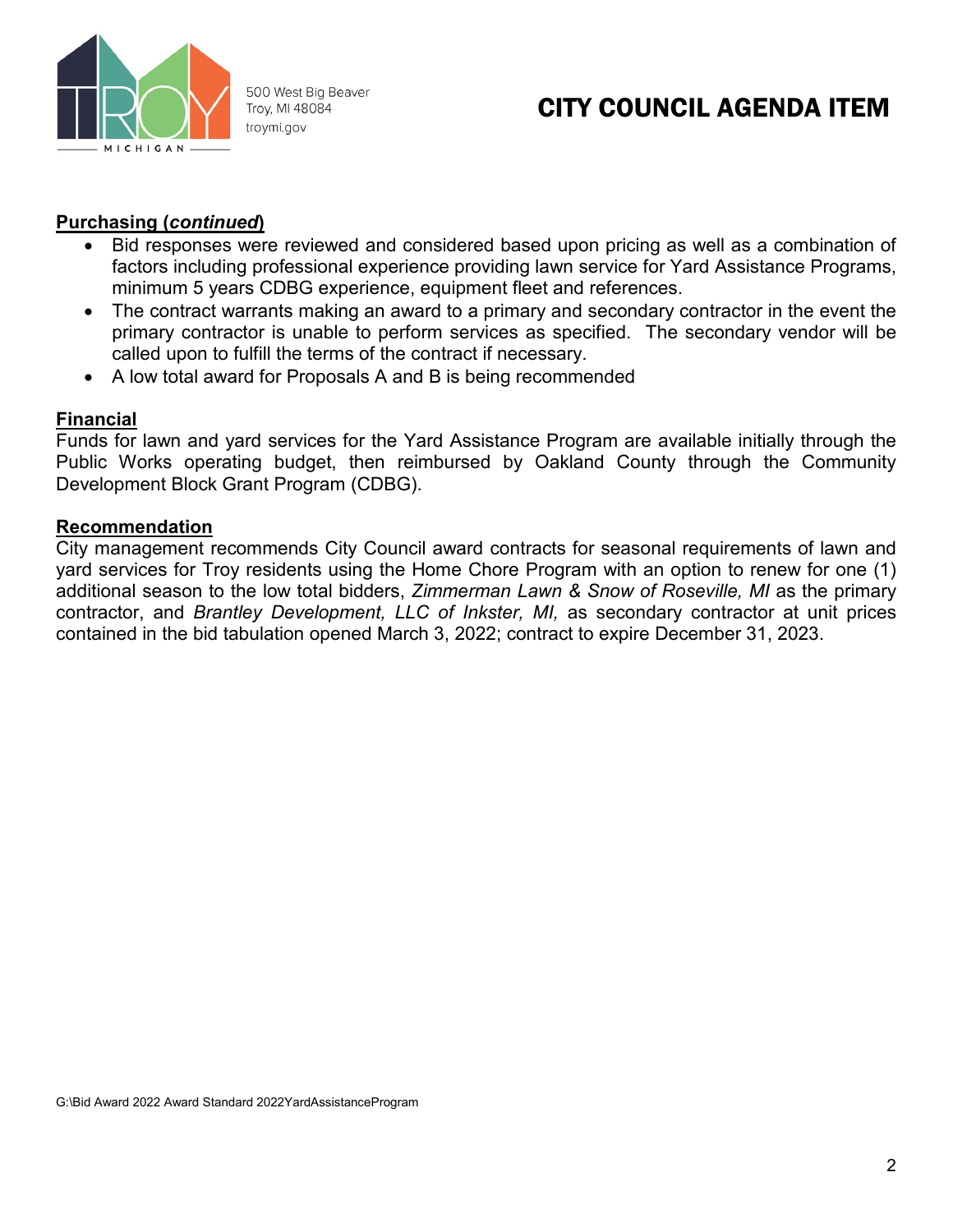500 West Big Beaver
Troy, MI 48084
troymi.gov

# CITY COUNCIL AGENDA ITEM

**Purchasing (*continued*)**

- Bid responses were reviewed and considered based upon pricing as well as a combination of factors including professional experience providing lawn service for Yard Assistance Programs, minimum 5 years CDBG experience, equipment fleet and references.
- The contract warrants making an award to a primary and secondary contractor in the event the primary contractor is unable to perform services as specified. The secondary vendor will be called upon to fulfill the terms of the contract if necessary.
- A low total award for Proposals A and B is being recommended

**Financial**

Funds for lawn and yard services for the Yard Assistance Program are available initially through the Public Works operating budget, then reimbursed by Oakland County through the Community Development Block Grant Program (CDBG).

**Recommendation**

City management recommends City Council award contracts for seasonal requirements of lawn and yard services for Troy residents using the Home Chore Program with an option to renew for one (1) additional season to the low total bidders, *Zimmerman Lawn & Snow of Roseville, MI* as the primary contractor, and *Brantley Development, LLC of Inkster, MI,* as secondary contractor at unit prices contained in the bid tabulation opened March 3, 2022; contract to expire December 31, 2023.

G:\Bid Award 2022 Award Standard 2022YardAssistanceProgram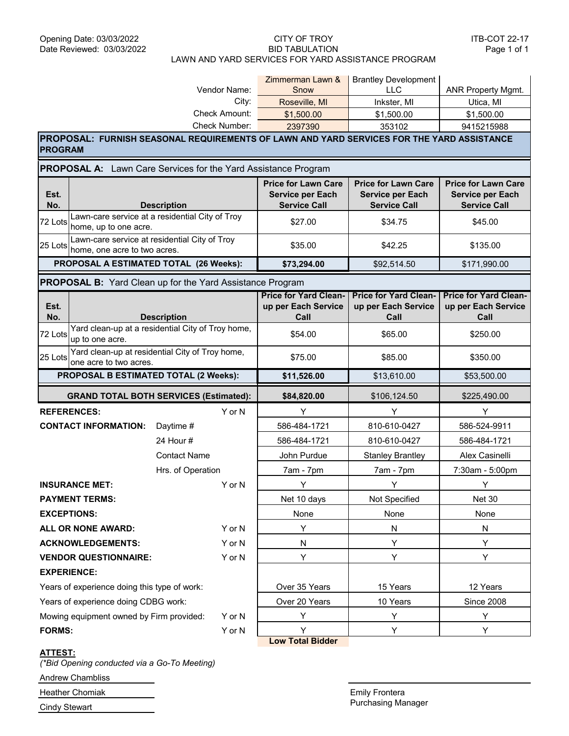Opening Date: 03/03/2022
Date Reviewed: 03/03/2022

CITY OF TROY
BID TABULATION
LAWN AND YARD SERVICES FOR YARD ASSISTANCE PROGRAM

ITB-COT 22-17

| | | Zimmerman Lawn & Snow | Brantley Development LLC | ANR Property Mgmt. |
|---|---|---|---|---|
| | **Vendor Name:** | Zimmerman Lawn & Snow | Brantley Development LLC | ANR Property Mgmt. |
| | **City:** | Roseville, MI | Inkster, MI | Utica, MI |
| | **Check Amount:** | $1,500.00 | $1,500.00 | $1,500.00 |
| | **Check Number:** | 2397390 | 353102 | 9415215988 |

**PROPOSAL: FURNISH SEASONAL REQUIREMENTS OF LAWN AND YARD SERVICES FOR THE YARD ASSISTANCE PROGRAM**

**PROPOSAL A:** Lawn Care Services for the Yard Assistance Program

| Est. No. | Description | Price for Lawn Care Service per Each Service Call | Price for Lawn Care Service per Each Service Call | Price for Lawn Care Service per Each Service Call |
|---|---|---|---|---|
| 72 Lots | Lawn-care service at a residential City of Troy home, up to one acre. | $27.00 | $34.75 | $45.00 |
| 25 Lots | Lawn-care service at residential City of Troy home, one acre to two acres. | $35.00 | $42.25 | $135.00 |
| | **PROPOSAL A ESTIMATED TOTAL (26 Weeks):** | **$73,294.00** | $92,514.50 | $171,990.00 |

**PROPOSAL B:** Yard Clean up for the Yard Assistance Program

| Est. No. | Description | Price for Yard Clean-up per Each Service Call | Price for Yard Clean-up per Each Service Call | Price for Yard Clean-up per Each Service Call |
|---|---|---|---|---|
| 72 Lots | Yard clean-up at a residential City of Troy home, up to one acre. | $54.00 | $65.00 | $250.00 |
| 25 Lots | Yard clean-up at residential City of Troy home, one acre to two acres. | $75.00 | $85.00 | $350.00 |
| | **PROPOSAL B ESTIMATED TOTAL (2 Weeks):** | **$11,526.00** | $13,610.00 | $53,500.00 |
| | **GRAND TOTAL BOTH SERVICES (Estimated):** | **$84,820.00** | $106,124.50 | $225,490.00 |

| | | | Zimmerman Lawn & Snow | Brantley Development LLC | ANR Property Mgmt. |
|---|---|---|---|---|---|
| **REFERENCES:** | | Y or N | Y | Y | Y |
| **CONTACT INFORMATION:** | Daytime # | | 586-484-1721 | 810-610-0427 | 586-524-9911 |
| | 24 Hour # | | 586-484-1721 | 810-610-0427 | 586-484-1721 |
| | Contact Name | | John Purdue | Stanley Brantley | Alex Casinelli |
| | Hrs. of Operation | | 7am - 7pm | 7am - 7pm | 7:30am - 5:00pm |
| **INSURANCE MET:** | | Y or N | Y | Y | Y |
| **PAYMENT TERMS:** | | | Net 10 days | Not Specified | Net 30 |
| **EXCEPTIONS:** | | | None | None | None |
| **ALL OR NONE AWARD:** | | Y or N | Y | N | N |
| **ACKNOWLEDGEMENTS:** | | Y or N | N | Y | Y |
| **VENDOR QUESTIONNAIRE:** | | Y or N | Y | Y | Y |
| **EXPERIENCE:** | | | | | |
| Years of experience doing this type of work: | | | Over 35 Years | 15 Years | 12 Years |
| Years of experience doing CDBG work: | | | Over 20 Years | 10 Years | Since 2008 |
| Mowing equipment owned by Firm provided: | | Y or N | Y | Y | Y |
| **FORMS:** | | Y or N | Y | Y | Y |
| | | | **Low Total Bidder** | | |

**ATTEST:**
*(\*Bid Opening conducted via a Go-To Meeting)*

Andrew Chambliss

Heather Chomiak

Cindy Stewart

Emily Frontera
Purchasing Manager